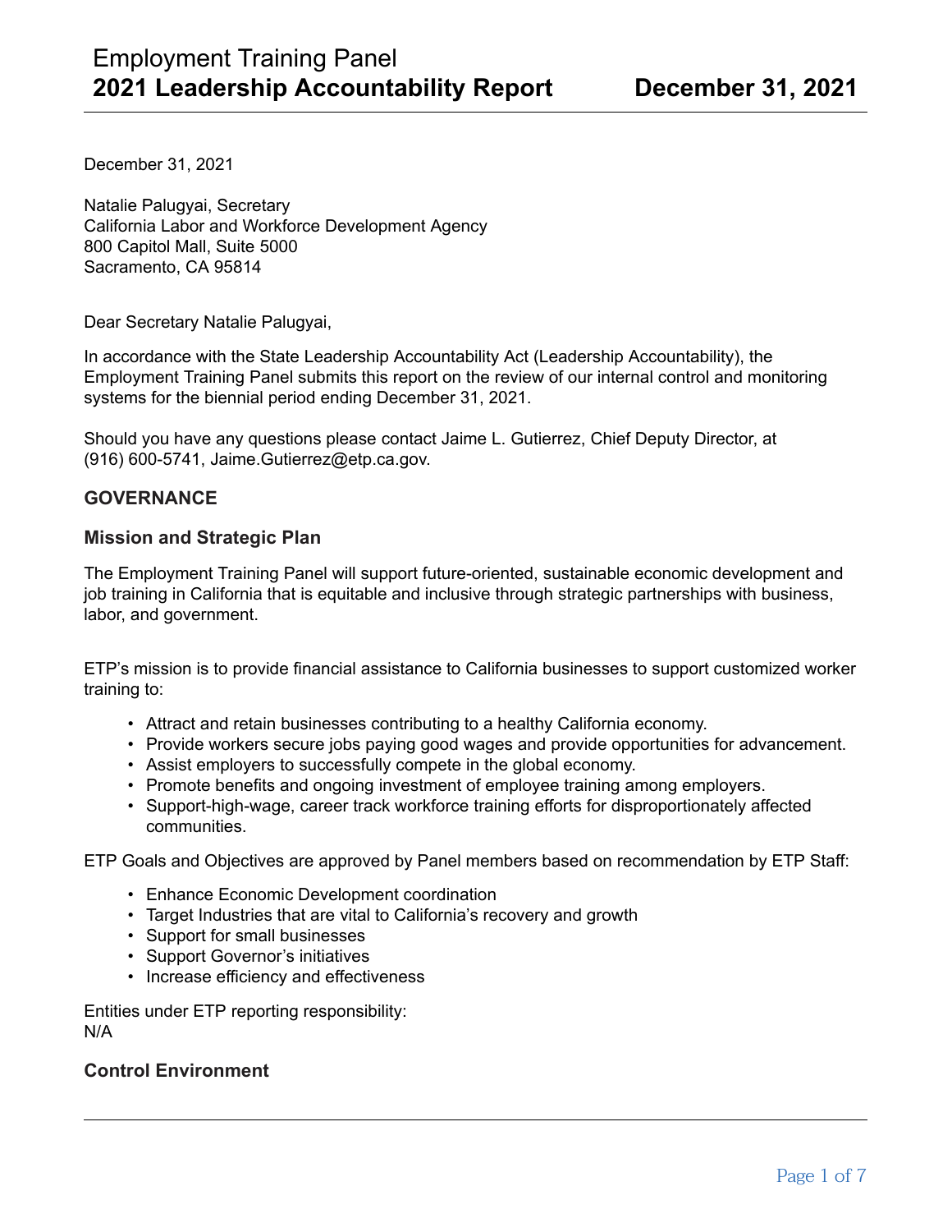December 31, 2021

Natalie Palugyai, Secretary
California Labor and Workforce Development Agency
800 Capitol Mall, Suite 5000
Sacramento, CA 95814

Dear Secretary Natalie Palugyai,

In accordance with the State Leadership Accountability Act (Leadership Accountability), the Employment Training Panel submits this report on the review of our internal control and monitoring systems for the biennial period ending December 31, 2021.

Should you have any questions please contact Jaime L. Gutierrez, Chief Deputy Director, at (916) 600-5741, Jaime.Gutierrez@etp.ca.gov.

## GOVERNANCE

### Mission and Strategic Plan

The Employment Training Panel will support future-oriented, sustainable economic development and job training in California that is equitable and inclusive through strategic partnerships with business, labor, and government.

ETP's mission is to provide financial assistance to California businesses to support customized worker training to:

- Attract and retain businesses contributing to a healthy California economy.
- Provide workers secure jobs paying good wages and provide opportunities for advancement.
- Assist employers to successfully compete in the global economy.
- Promote benefits and ongoing investment of employee training among employers.
- Support-high-wage, career track workforce training efforts for disproportionately affected communities.

ETP Goals and Objectives are approved by Panel members based on recommendation by ETP Staff:

- Enhance Economic Development coordination
- Target Industries that are vital to California's recovery and growth
- Support for small businesses
- Support Governor's initiatives
- Increase efficiency and effectiveness

Entities under ETP reporting responsibility:
N/A

### Control Environment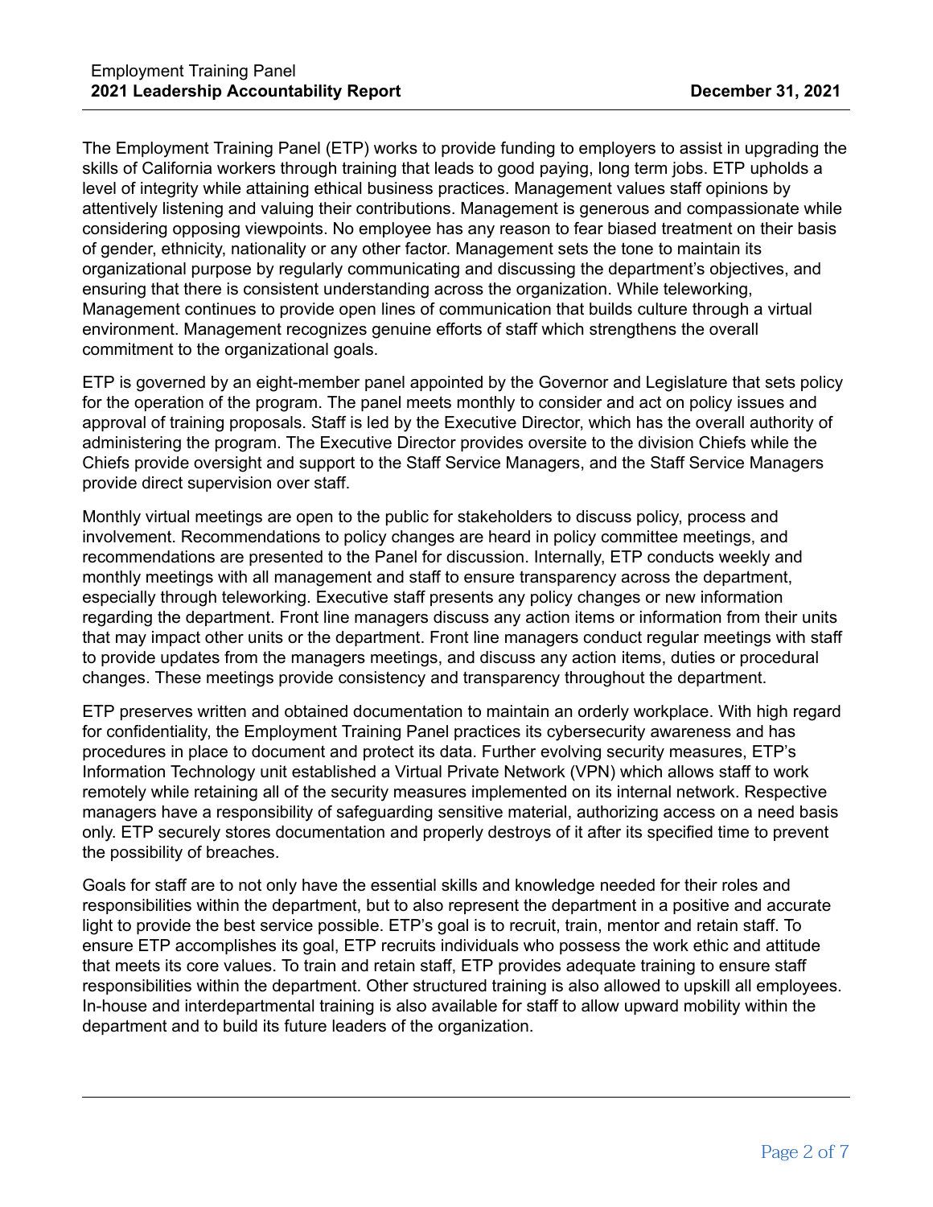The Employment Training Panel (ETP) works to provide funding to employers to assist in upgrading the skills of California workers through training that leads to good paying, long term jobs. ETP upholds a level of integrity while attaining ethical business practices. Management values staff opinions by attentively listening and valuing their contributions. Management is generous and compassionate while considering opposing viewpoints. No employee has any reason to fear biased treatment on their basis of gender, ethnicity, nationality or any other factor. Management sets the tone to maintain its organizational purpose by regularly communicating and discussing the department's objectives, and ensuring that there is consistent understanding across the organization. While teleworking, Management continues to provide open lines of communication that builds culture through a virtual environment. Management recognizes genuine efforts of staff which strengthens the overall commitment to the organizational goals.

ETP is governed by an eight-member panel appointed by the Governor and Legislature that sets policy for the operation of the program. The panel meets monthly to consider and act on policy issues and approval of training proposals. Staff is led by the Executive Director, which has the overall authority of administering the program. The Executive Director provides oversite to the division Chiefs while the Chiefs provide oversight and support to the Staff Service Managers, and the Staff Service Managers provide direct supervision over staff.

Monthly virtual meetings are open to the public for stakeholders to discuss policy, process and involvement. Recommendations to policy changes are heard in policy committee meetings, and recommendations are presented to the Panel for discussion. Internally, ETP conducts weekly and monthly meetings with all management and staff to ensure transparency across the department, especially through teleworking. Executive staff presents any policy changes or new information regarding the department. Front line managers discuss any action items or information from their units that may impact other units or the department. Front line managers conduct regular meetings with staff to provide updates from the managers meetings, and discuss any action items, duties or procedural changes. These meetings provide consistency and transparency throughout the department.

ETP preserves written and obtained documentation to maintain an orderly workplace. With high regard for confidentiality, the Employment Training Panel practices its cybersecurity awareness and has procedures in place to document and protect its data. Further evolving security measures, ETP's Information Technology unit established a Virtual Private Network (VPN) which allows staff to work remotely while retaining all of the security measures implemented on its internal network. Respective managers have a responsibility of safeguarding sensitive material, authorizing access on a need basis only. ETP securely stores documentation and properly destroys of it after its specified time to prevent the possibility of breaches.

Goals for staff are to not only have the essential skills and knowledge needed for their roles and responsibilities within the department, but to also represent the department in a positive and accurate light to provide the best service possible. ETP's goal is to recruit, train, mentor and retain staff. To ensure ETP accomplishes its goal, ETP recruits individuals who possess the work ethic and attitude that meets its core values. To train and retain staff, ETP provides adequate training to ensure staff responsibilities within the department. Other structured training is also allowed to upskill all employees. In-house and interdepartmental training is also available for staff to allow upward mobility within the department and to build its future leaders of the organization.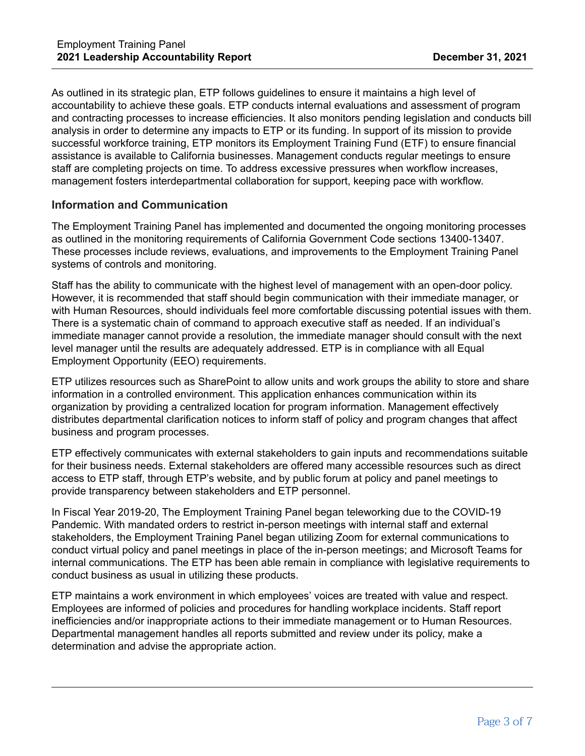As outlined in its strategic plan, ETP follows guidelines to ensure it maintains a high level of accountability to achieve these goals. ETP conducts internal evaluations and assessment of program and contracting processes to increase efficiencies. It also monitors pending legislation and conducts bill analysis in order to determine any impacts to ETP or its funding. In support of its mission to provide successful workforce training, ETP monitors its Employment Training Fund (ETF) to ensure financial assistance is available to California businesses. Management conducts regular meetings to ensure staff are completing projects on time. To address excessive pressures when workflow increases, management fosters interdepartmental collaboration for support, keeping pace with workflow.

### Information and Communication

The Employment Training Panel has implemented and documented the ongoing monitoring processes as outlined in the monitoring requirements of California Government Code sections 13400-13407. These processes include reviews, evaluations, and improvements to the Employment Training Panel systems of controls and monitoring.

Staff has the ability to communicate with the highest level of management with an open-door policy. However, it is recommended that staff should begin communication with their immediate manager, or with Human Resources, should individuals feel more comfortable discussing potential issues with them. There is a systematic chain of command to approach executive staff as needed. If an individual's immediate manager cannot provide a resolution, the immediate manager should consult with the next level manager until the results are adequately addressed. ETP is in compliance with all Equal Employment Opportunity (EEO) requirements.

ETP utilizes resources such as SharePoint to allow units and work groups the ability to store and share information in a controlled environment. This application enhances communication within its organization by providing a centralized location for program information. Management effectively distributes departmental clarification notices to inform staff of policy and program changes that affect business and program processes.

ETP effectively communicates with external stakeholders to gain inputs and recommendations suitable for their business needs. External stakeholders are offered many accessible resources such as direct access to ETP staff, through ETP's website, and by public forum at policy and panel meetings to provide transparency between stakeholders and ETP personnel.

In Fiscal Year 2019-20, The Employment Training Panel began teleworking due to the COVID-19 Pandemic. With mandated orders to restrict in-person meetings with internal staff and external stakeholders, the Employment Training Panel began utilizing Zoom for external communications to conduct virtual policy and panel meetings in place of the in-person meetings; and Microsoft Teams for internal communications. The ETP has been able remain in compliance with legislative requirements to conduct business as usual in utilizing these products.

ETP maintains a work environment in which employees' voices are treated with value and respect. Employees are informed of policies and procedures for handling workplace incidents. Staff report inefficiencies and/or inappropriate actions to their immediate management or to Human Resources. Departmental management handles all reports submitted and review under its policy, make a determination and advise the appropriate action.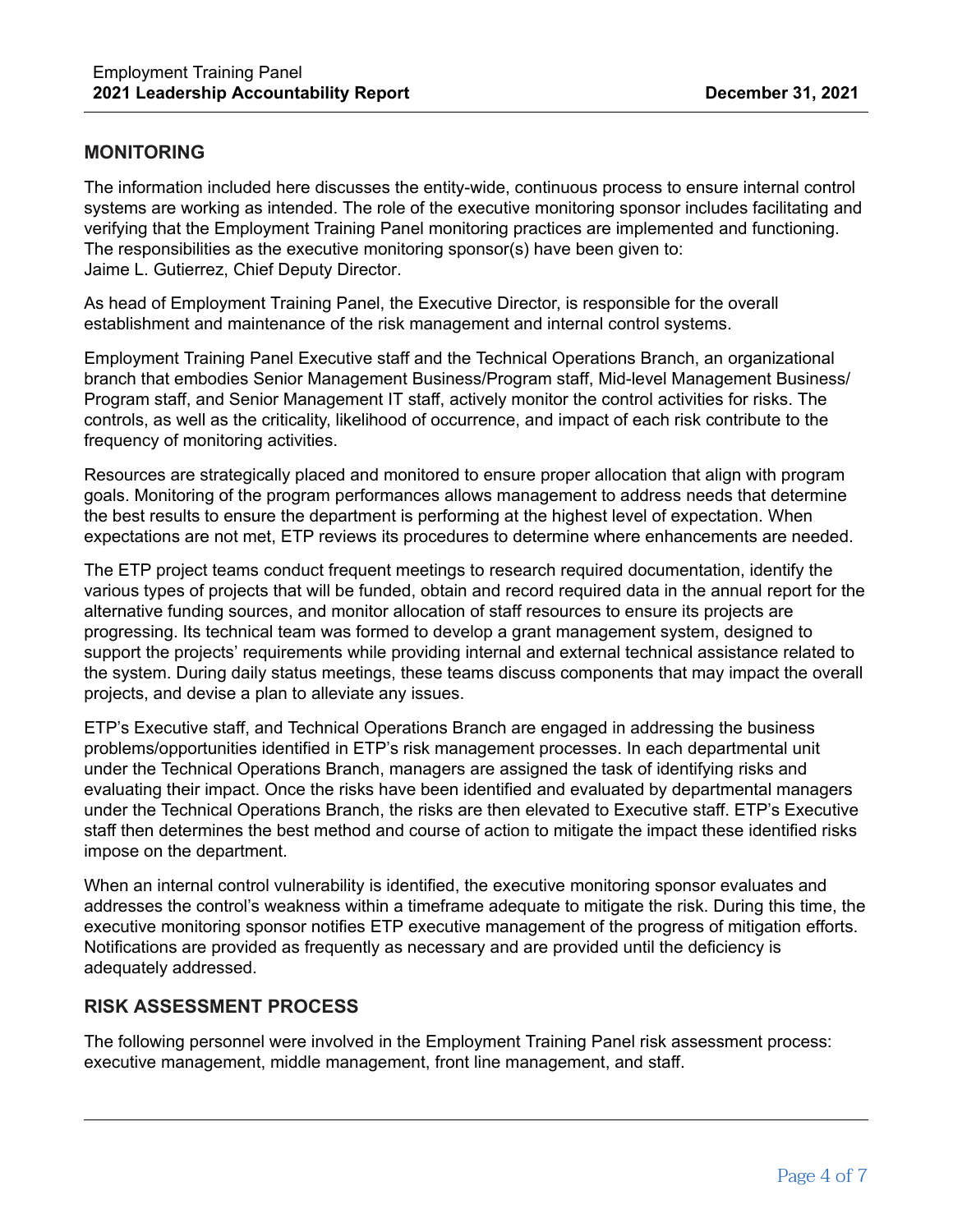## MONITORING

The information included here discusses the entity-wide, continuous process to ensure internal control systems are working as intended. The role of the executive monitoring sponsor includes facilitating and verifying that the Employment Training Panel monitoring practices are implemented and functioning. The responsibilities as the executive monitoring sponsor(s) have been given to: Jaime L. Gutierrez, Chief Deputy Director.

As head of Employment Training Panel, the Executive Director, is responsible for the overall establishment and maintenance of the risk management and internal control systems.

Employment Training Panel Executive staff and the Technical Operations Branch, an organizational branch that embodies Senior Management Business/Program staff, Mid-level Management Business/ Program staff, and Senior Management IT staff, actively monitor the control activities for risks. The controls, as well as the criticality, likelihood of occurrence, and impact of each risk contribute to the frequency of monitoring activities.

Resources are strategically placed and monitored to ensure proper allocation that align with program goals. Monitoring of the program performances allows management to address needs that determine the best results to ensure the department is performing at the highest level of expectation. When expectations are not met, ETP reviews its procedures to determine where enhancements are needed.

The ETP project teams conduct frequent meetings to research required documentation, identify the various types of projects that will be funded, obtain and record required data in the annual report for the alternative funding sources, and monitor allocation of staff resources to ensure its projects are progressing. Its technical team was formed to develop a grant management system, designed to support the projects' requirements while providing internal and external technical assistance related to the system. During daily status meetings, these teams discuss components that may impact the overall projects, and devise a plan to alleviate any issues.

ETP's Executive staff, and Technical Operations Branch are engaged in addressing the business problems/opportunities identified in ETP's risk management processes. In each departmental unit under the Technical Operations Branch, managers are assigned the task of identifying risks and evaluating their impact. Once the risks have been identified and evaluated by departmental managers under the Technical Operations Branch, the risks are then elevated to Executive staff. ETP's Executive staff then determines the best method and course of action to mitigate the impact these identified risks impose on the department.

When an internal control vulnerability is identified, the executive monitoring sponsor evaluates and addresses the control's weakness within a timeframe adequate to mitigate the risk. During this time, the executive monitoring sponsor notifies ETP executive management of the progress of mitigation efforts. Notifications are provided as frequently as necessary and are provided until the deficiency is adequately addressed.

## RISK ASSESSMENT PROCESS

The following personnel were involved in the Employment Training Panel risk assessment process: executive management, middle management, front line management, and staff.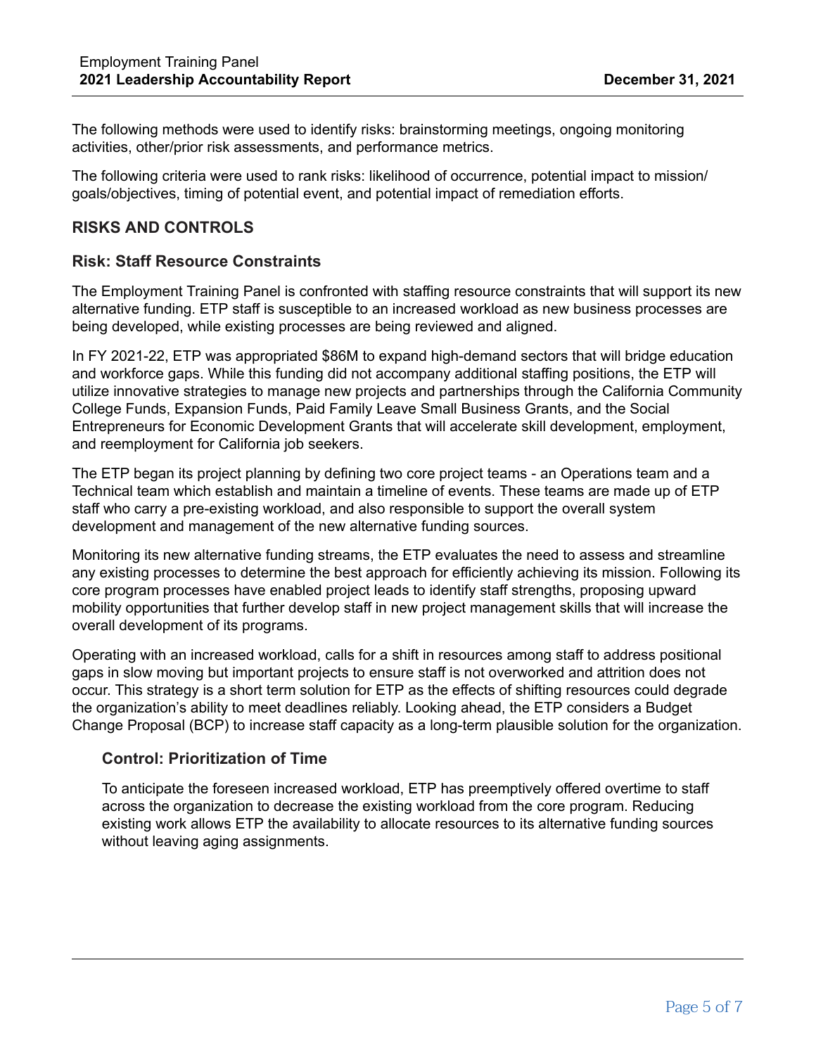The following methods were used to identify risks: brainstorming meetings, ongoing monitoring activities, other/prior risk assessments, and performance metrics.

The following criteria were used to rank risks: likelihood of occurrence, potential impact to mission/goals/objectives, timing of potential event, and potential impact of remediation efforts.

## RISKS AND CONTROLS

### Risk: Staff Resource Constraints

The Employment Training Panel is confronted with staffing resource constraints that will support its new alternative funding. ETP staff is susceptible to an increased workload as new business processes are being developed, while existing processes are being reviewed and aligned.

In FY 2021-22, ETP was appropriated $86M to expand high-demand sectors that will bridge education and workforce gaps. While this funding did not accompany additional staffing positions, the ETP will utilize innovative strategies to manage new projects and partnerships through the California Community College Funds, Expansion Funds, Paid Family Leave Small Business Grants, and the Social Entrepreneurs for Economic Development Grants that will accelerate skill development, employment, and reemployment for California job seekers.

The ETP began its project planning by defining two core project teams - an Operations team and a Technical team which establish and maintain a timeline of events. These teams are made up of ETP staff who carry a pre-existing workload, and also responsible to support the overall system development and management of the new alternative funding sources.

Monitoring its new alternative funding streams, the ETP evaluates the need to assess and streamline any existing processes to determine the best approach for efficiently achieving its mission. Following its core program processes have enabled project leads to identify staff strengths, proposing upward mobility opportunities that further develop staff in new project management skills that will increase the overall development of its programs.

Operating with an increased workload, calls for a shift in resources among staff to address positional gaps in slow moving but important projects to ensure staff is not overworked and attrition does not occur. This strategy is a short term solution for ETP as the effects of shifting resources could degrade the organization's ability to meet deadlines reliably. Looking ahead, the ETP considers a Budget Change Proposal (BCP) to increase staff capacity as a long-term plausible solution for the organization.

#### Control: Prioritization of Time

To anticipate the foreseen increased workload, ETP has preemptively offered overtime to staff across the organization to decrease the existing workload from the core program. Reducing existing work allows ETP the availability to allocate resources to its alternative funding sources without leaving aging assignments.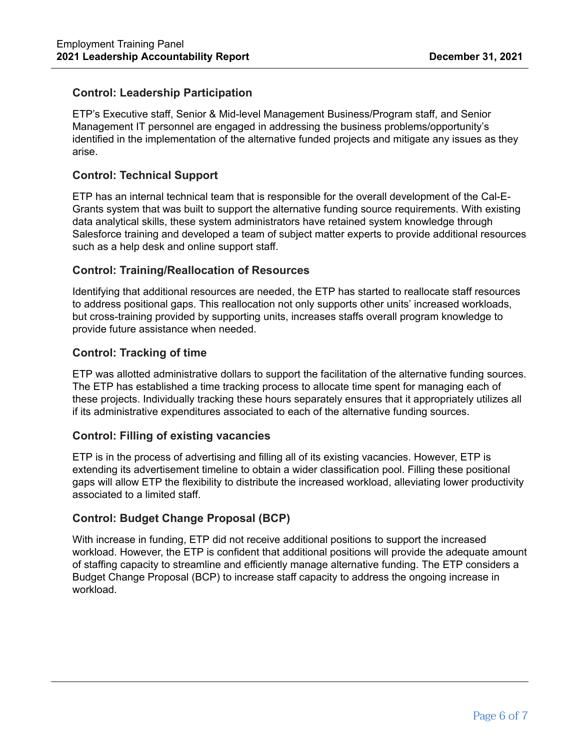### Control: Leadership Participation

ETP's Executive staff, Senior & Mid-level Management Business/Program staff, and Senior Management IT personnel are engaged in addressing the business problems/opportunity's identified in the implementation of the alternative funded projects and mitigate any issues as they arise.

### Control: Technical Support

ETP has an internal technical team that is responsible for the overall development of the Cal-E-Grants system that was built to support the alternative funding source requirements. With existing data analytical skills, these system administrators have retained system knowledge through Salesforce training and developed a team of subject matter experts to provide additional resources such as a help desk and online support staff.

### Control: Training/Reallocation of Resources

Identifying that additional resources are needed, the ETP has started to reallocate staff resources to address positional gaps. This reallocation not only supports other units' increased workloads, but cross-training provided by supporting units, increases staffs overall program knowledge to provide future assistance when needed.

### Control: Tracking of time

ETP was allotted administrative dollars to support the facilitation of the alternative funding sources. The ETP has established a time tracking process to allocate time spent for managing each of these projects. Individually tracking these hours separately ensures that it appropriately utilizes all if its administrative expenditures associated to each of the alternative funding sources.

### Control: Filling of existing vacancies

ETP is in the process of advertising and filling all of its existing vacancies. However, ETP is extending its advertisement timeline to obtain a wider classification pool. Filling these positional gaps will allow ETP the flexibility to distribute the increased workload, alleviating lower productivity associated to a limited staff.

### Control: Budget Change Proposal (BCP)

With increase in funding, ETP did not receive additional positions to support the increased workload. However, the ETP is confident that additional positions will provide the adequate amount of staffing capacity to streamline and efficiently manage alternative funding. The ETP considers a Budget Change Proposal (BCP) to increase staff capacity to address the ongoing increase in workload.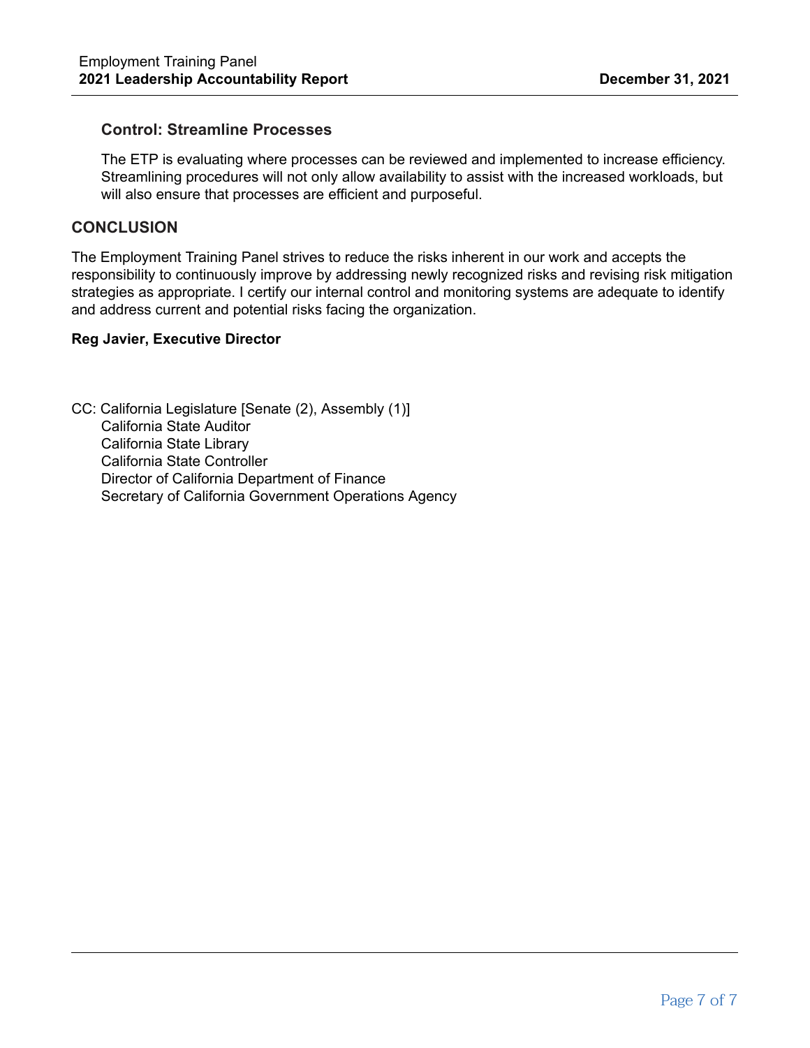### Control: Streamline Processes

The ETP is evaluating where processes can be reviewed and implemented to increase efficiency. Streamlining procedures will not only allow availability to assist with the increased workloads, but will also ensure that processes are efficient and purposeful.

## CONCLUSION

The Employment Training Panel strives to reduce the risks inherent in our work and accepts the responsibility to continuously improve by addressing newly recognized risks and revising risk mitigation strategies as appropriate. I certify our internal control and monitoring systems are adequate to identify and address current and potential risks facing the organization.

**Reg Javier, Executive Director**

CC: California Legislature [Senate (2), Assembly (1)]
California State Auditor
California State Library
California State Controller
Director of California Department of Finance
Secretary of California Government Operations Agency